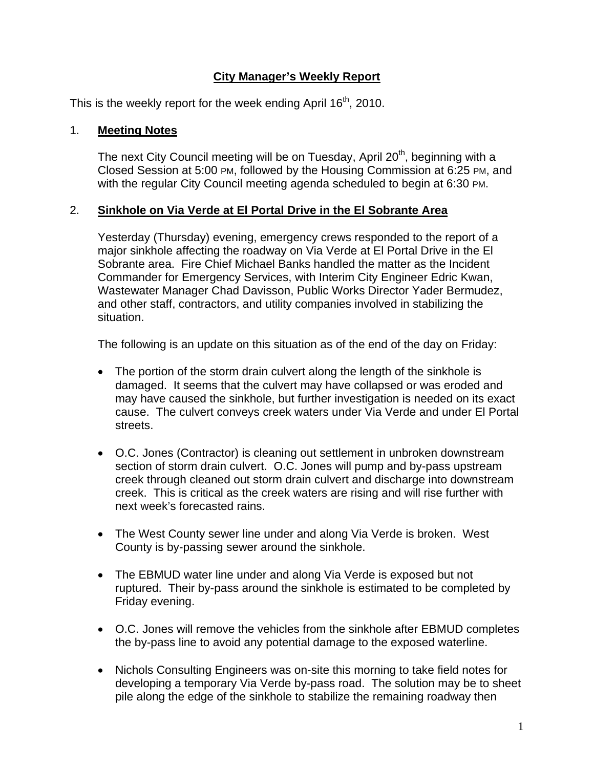# City Manager's Weekly Report

This is the weekly report for the week ending April 16th, 2010.

## 1. Meeting Notes

The next City Council meeting will be on Tuesday, April 20th, beginning with a Closed Session at 5:00 PM, followed by the Housing Commission at 6:25 PM, and with the regular City Council meeting agenda scheduled to begin at 6:30 PM.

## 2. Sinkhole on Via Verde at El Portal Drive in the El Sobrante Area

Yesterday (Thursday) evening, emergency crews responded to the report of a major sinkhole affecting the roadway on Via Verde at El Portal Drive in the El Sobrante area. Fire Chief Michael Banks handled the matter as the Incident Commander for Emergency Services, with Interim City Engineer Edric Kwan, Wastewater Manager Chad Davisson, Public Works Director Yader Bermudez, and other staff, contractors, and utility companies involved in stabilizing the situation.

The following is an update on this situation as of the end of the day on Friday:

- The portion of the storm drain culvert along the length of the sinkhole is damaged. It seems that the culvert may have collapsed or was eroded and may have caused the sinkhole, but further investigation is needed on its exact cause. The culvert conveys creek waters under Via Verde and under El Portal streets.

- O.C. Jones (Contractor) is cleaning out settlement in unbroken downstream section of storm drain culvert. O.C. Jones will pump and by-pass upstream creek through cleaned out storm drain culvert and discharge into downstream creek. This is critical as the creek waters are rising and will rise further with next week's forecasted rains.

- The West County sewer line under and along Via Verde is broken. West County is by-passing sewer around the sinkhole.

- The EBMUD water line under and along Via Verde is exposed but not ruptured. Their by-pass around the sinkhole is estimated to be completed by Friday evening.

- O.C. Jones will remove the vehicles from the sinkhole after EBMUD completes the by-pass line to avoid any potential damage to the exposed waterline.

- Nichols Consulting Engineers was on-site this morning to take field notes for developing a temporary Via Verde by-pass road. The solution may be to sheet pile along the edge of the sinkhole to stabilize the remaining roadway then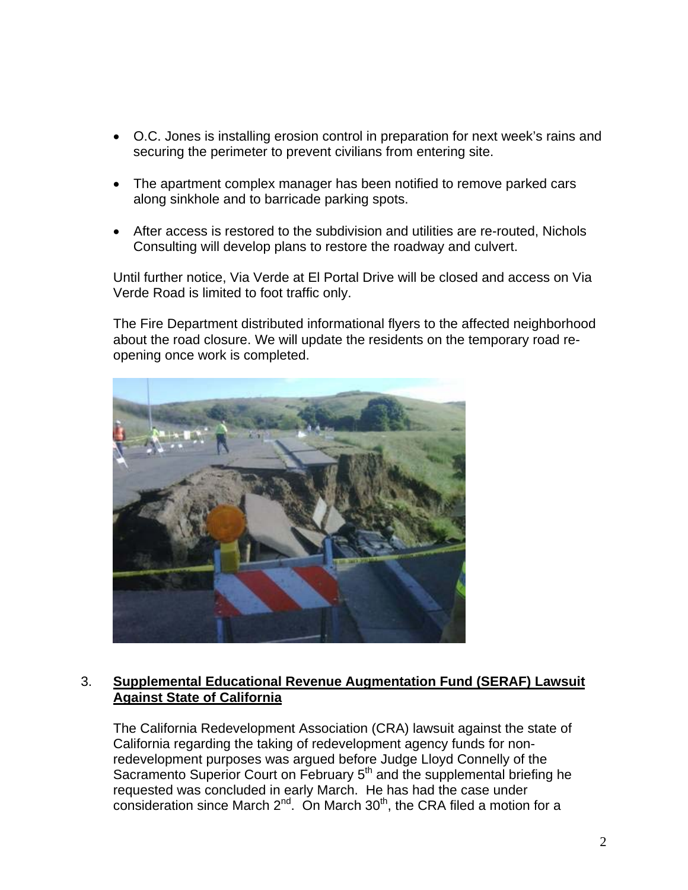- O.C. Jones is installing erosion control in preparation for next week's rains and securing the perimeter to prevent civilians from entering site.

- The apartment complex manager has been notified to remove parked cars along sinkhole and to barricade parking spots.

- After access is restored to the subdivision and utilities are re-routed, Nichols Consulting will develop plans to restore the roadway and culvert.

Until further notice, Via Verde at El Portal Drive will be closed and access on Via Verde Road is limited to foot traffic only.

The Fire Department distributed informational flyers to the affected neighborhood about the road closure. We will update the residents on the temporary road re-opening once work is completed.

3. **Supplemental Educational Revenue Augmentation Fund (SERAF) Lawsuit Against State of California**

The California Redevelopment Association (CRA) lawsuit against the state of California regarding the taking of redevelopment agency funds for non-redevelopment purposes was argued before Judge Lloyd Connelly of the Sacramento Superior Court on February 5th and the supplemental briefing he requested was concluded in early March. He has had the case under consideration since March 2nd. On March 30th, the CRA filed a motion for a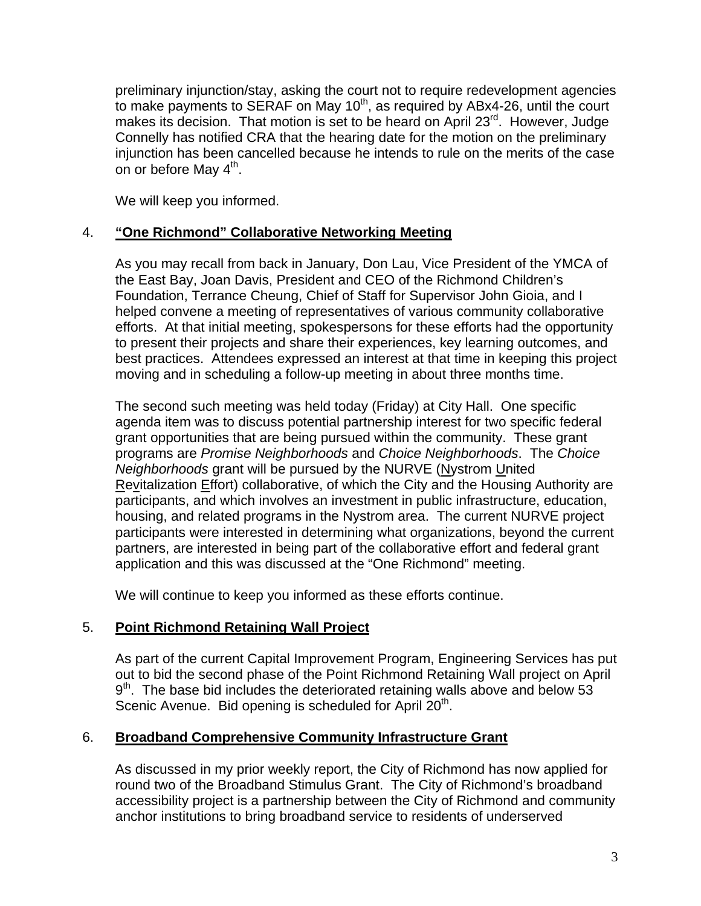preliminary injunction/stay, asking the court not to require redevelopment agencies to make payments to SERAF on May 10th, as required by ABx4-26, until the court makes its decision. That motion is set to be heard on April 23rd. However, Judge Connelly has notified CRA that the hearing date for the motion on the preliminary injunction has been cancelled because he intends to rule on the merits of the case on or before May 4th.

We will keep you informed.

4. **"One Richmond" Collaborative Networking Meeting**

   As you may recall from back in January, Don Lau, Vice President of the YMCA of the East Bay, Joan Davis, President and CEO of the Richmond Children's Foundation, Terrance Cheung, Chief of Staff for Supervisor John Gioia, and I helped convene a meeting of representatives of various community collaborative efforts. At that initial meeting, spokespersons for these efforts had the opportunity to present their projects and share their experiences, key learning outcomes, and best practices. Attendees expressed an interest at that time in keeping this project moving and in scheduling a follow-up meeting in about three months time.

   The second such meeting was held today (Friday) at City Hall. One specific agenda item was to discuss potential partnership interest for two specific federal grant opportunities that are being pursued within the community. These grant programs are *Promise Neighborhoods* and *Choice Neighborhoods*. The *Choice Neighborhoods* grant will be pursued by the NURVE (Nystrom United Revitalization Effort) collaborative, of which the City and the Housing Authority are participants, and which involves an investment in public infrastructure, education, housing, and related programs in the Nystrom area. The current NURVE project participants were interested in determining what organizations, beyond the current partners, are interested in being part of the collaborative effort and federal grant application and this was discussed at the "One Richmond" meeting.

   We will continue to keep you informed as these efforts continue.

5. **Point Richmond Retaining Wall Project**

   As part of the current Capital Improvement Program, Engineering Services has put out to bid the second phase of the Point Richmond Retaining Wall project on April 9th. The base bid includes the deteriorated retaining walls above and below 53 Scenic Avenue. Bid opening is scheduled for April 20th.

6. **Broadband Comprehensive Community Infrastructure Grant**

   As discussed in my prior weekly report, the City of Richmond has now applied for round two of the Broadband Stimulus Grant. The City of Richmond's broadband accessibility project is a partnership between the City of Richmond and community anchor institutions to bring broadband service to residents of underserved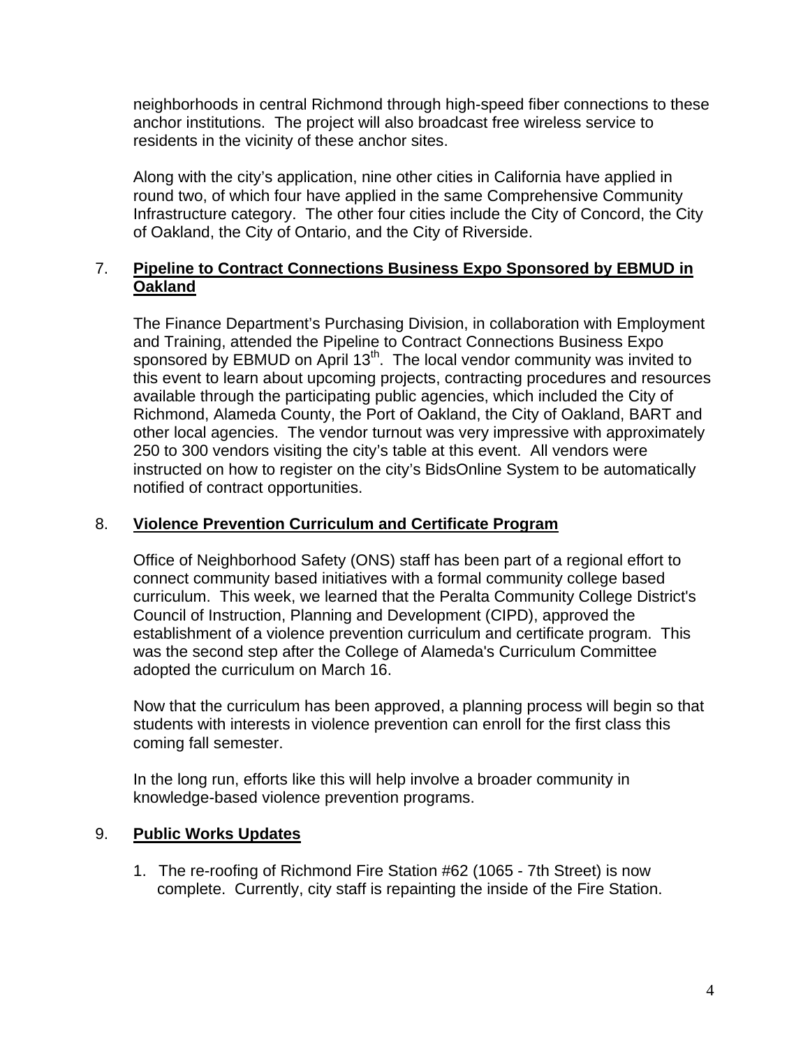neighborhoods in central Richmond through high-speed fiber connections to these anchor institutions. The project will also broadcast free wireless service to residents in the vicinity of these anchor sites.

Along with the city's application, nine other cities in California have applied in round two, of which four have applied in the same Comprehensive Community Infrastructure category. The other four cities include the City of Concord, the City of Oakland, the City of Ontario, and the City of Riverside.

7. **Pipeline to Contract Connections Business Expo Sponsored by EBMUD in Oakland**

The Finance Department's Purchasing Division, in collaboration with Employment and Training, attended the Pipeline to Contract Connections Business Expo sponsored by EBMUD on April 13th. The local vendor community was invited to this event to learn about upcoming projects, contracting procedures and resources available through the participating public agencies, which included the City of Richmond, Alameda County, the Port of Oakland, the City of Oakland, BART and other local agencies. The vendor turnout was very impressive with approximately 250 to 300 vendors visiting the city's table at this event. All vendors were instructed on how to register on the city's BidsOnline System to be automatically notified of contract opportunities.

8. **Violence Prevention Curriculum and Certificate Program**

Office of Neighborhood Safety (ONS) staff has been part of a regional effort to connect community based initiatives with a formal community college based curriculum. This week, we learned that the Peralta Community College District's Council of Instruction, Planning and Development (CIPD), approved the establishment of a violence prevention curriculum and certificate program. This was the second step after the College of Alameda's Curriculum Committee adopted the curriculum on March 16.

Now that the curriculum has been approved, a planning process will begin so that students with interests in violence prevention can enroll for the first class this coming fall semester.

In the long run, efforts like this will help involve a broader community in knowledge-based violence prevention programs.

9. **Public Works Updates**

1. The re-roofing of Richmond Fire Station #62 (1065 - 7th Street) is now complete. Currently, city staff is repainting the inside of the Fire Station.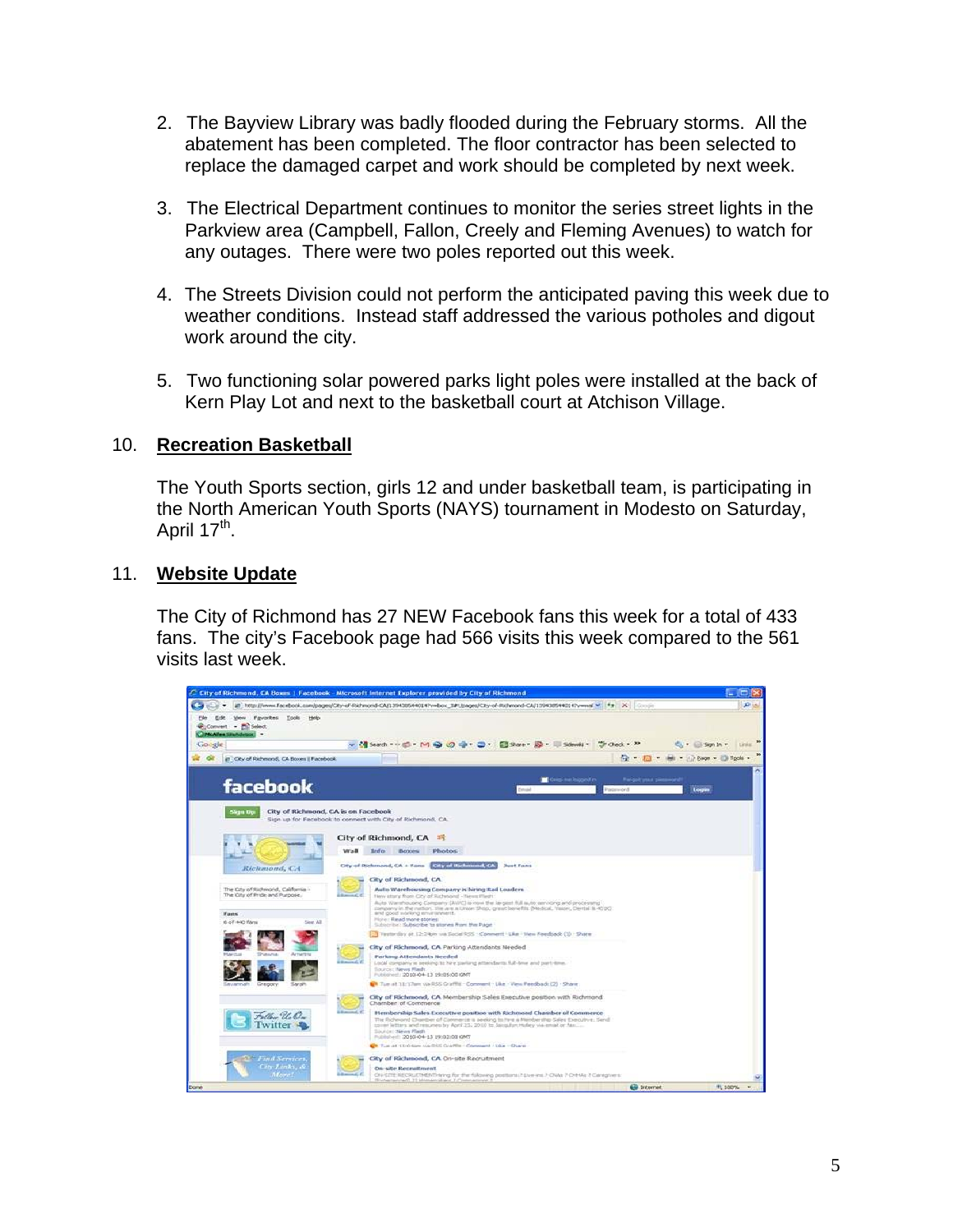2. The Bayview Library was badly flooded during the February storms. All the abatement has been completed. The floor contractor has been selected to replace the damaged carpet and work should be completed by next week.

3. The Electrical Department continues to monitor the series street lights in the Parkview area (Campbell, Fallon, Creely and Fleming Avenues) to watch for any outages. There were two poles reported out this week.

4. The Streets Division could not perform the anticipated paving this week due to weather conditions. Instead staff addressed the various potholes and digout work around the city.

5. Two functioning solar powered parks light poles were installed at the back of Kern Play Lot and next to the basketball court at Atchison Village.

## 10. **Recreation Basketball**

The Youth Sports section, girls 12 and under basketball team, is participating in the North American Youth Sports (NAYS) tournament in Modesto on Saturday, April 17th.

## 11. **Website Update**

The City of Richmond has 27 NEW Facebook fans this week for a total of 433 fans. The city's Facebook page had 566 visits this week compared to the 561 visits last week.